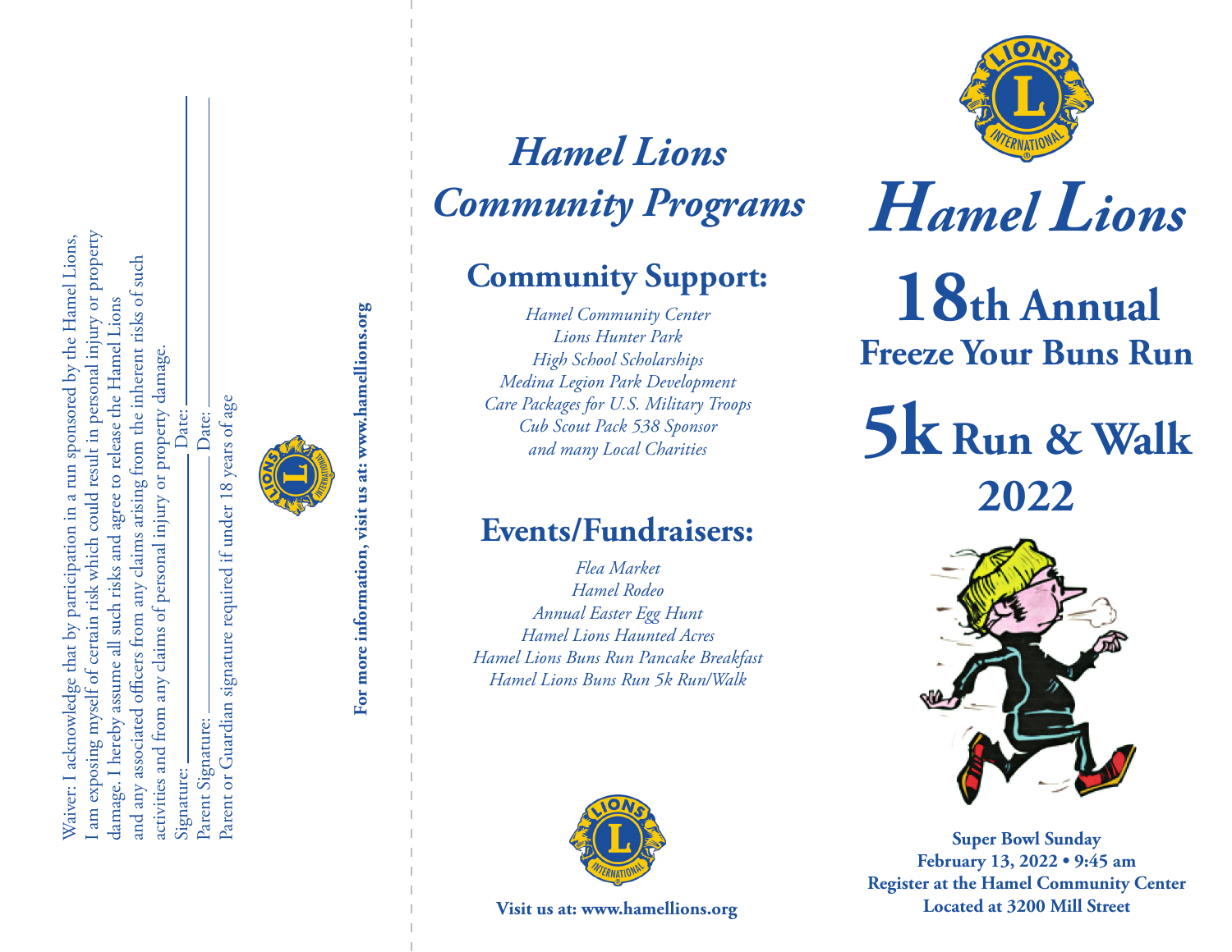Waiver: I acknowledge that by participation in a run sponsored by the Hamel Lions, I am exposing myself of certain risk which could result in personal injury or property damage. I hereby assume all such risks and agree to release the Hamel Lions and any associated officers from any claims arising from the inherent risks of such activities and from any claims of personal injury or property damage.

Signature: ______________________ Date: __________

Parent Signature: ______________________ Date: __________

Parent or Guardian signature required if under 18 years of age

**For more information, visit us at: www.hamellions.org**

# *Hamel Lions Community Programs*

## Community Support:

*Hamel Community Center*
*Lions Hunter Park*
*High School Scholarships*
*Medina Legion Park Development*
*Care Packages for U.S. Military Troops*
*Cub Scout Pack 538 Sponsor*
*and many Local Charities*

## Events/Fundraisers:

*Flea Market*
*Hamel Rodeo*
*Annual Easter Egg Hunt*
*Hamel Lions Haunted Acres*
*Hamel Lions Buns Run Pancake Breakfast*
*Hamel Lions Buns Run 5k Run/Walk*

**Visit us at: www.hamellions.org**

# *Hamel Lions*

## 18th Annual Freeze Your Buns Run

## 5k Run & Walk 2022

**Super Bowl Sunday**
**February 13, 2022 • 9:45 am**
**Register at the Hamel Community Center**
**Located at 3200 Mill Street**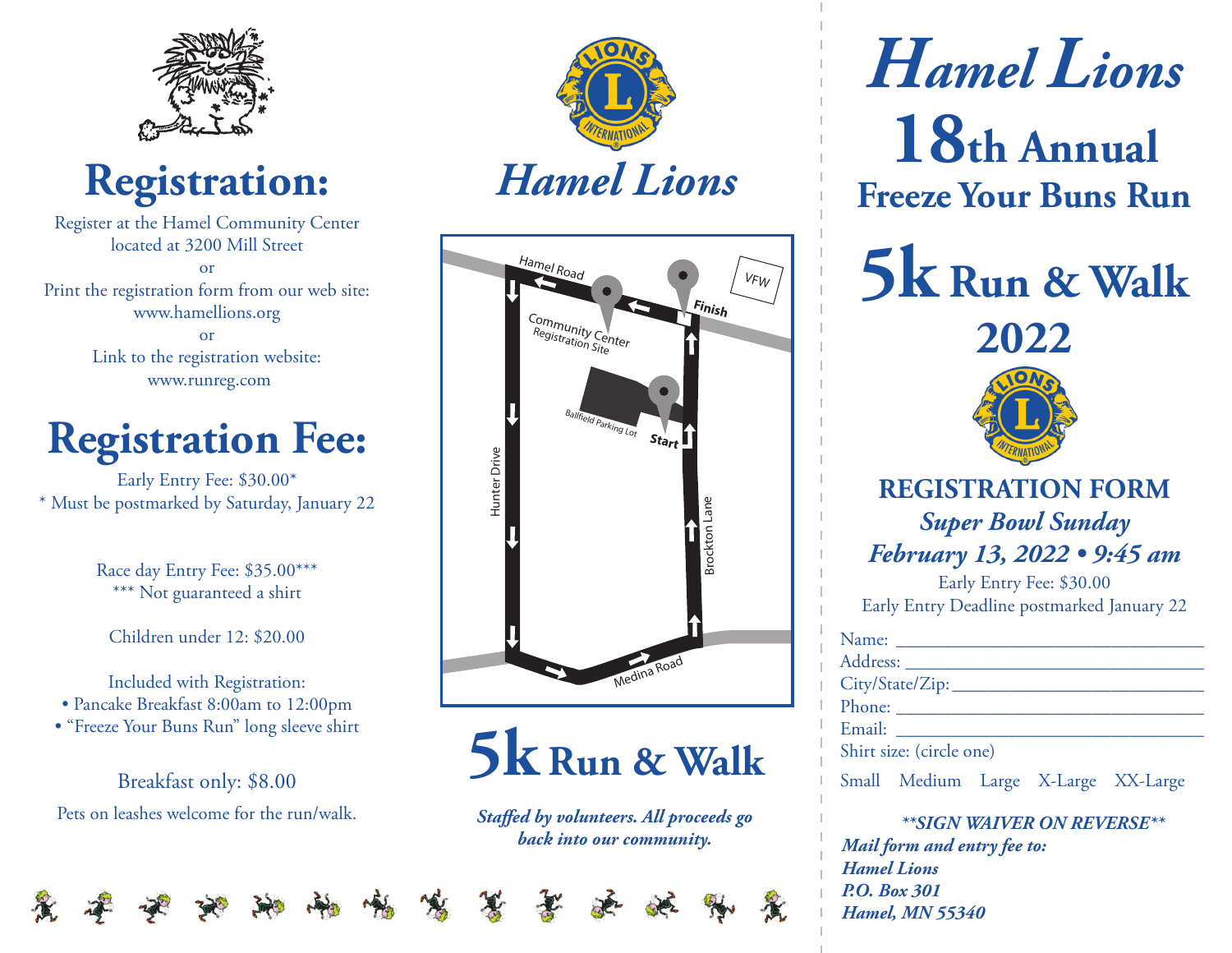# Registration:

Register at the Hamel Community Center
located at 3200 Mill Street

or

Print the registration form from our web site:
www.hamellions.org

or

Link to the registration website:
www.runreg.com

# Registration Fee:

Early Entry Fee: $30.00*
* Must be postmarked by Saturday, January 22

Race day Entry Fee: $35.00***
*** Not guaranteed a shirt

Children under 12: $20.00

Included with Registration:
- Pancake Breakfast 8:00am to 12:00pm
- "Freeze Your Buns Run" long sleeve shirt

Breakfast only: $8.00

Pets on leashes welcome for the run/walk.

# *Hamel Lions*

Hamel Road

Community Center
Registration Site

Finish

VFW

Ballfield Parking Lot

Start

Hunter Drive

Brockton Lane

Medina Road

# 5k Run & Walk

***Staffed by volunteers. All proceeds go back into our community.***

# *Hamel Lions*

## 18th Annual
## Freeze Your Buns Run

# 5k Run & Walk
## 2022

## REGISTRATION FORM

### *Super Bowl Sunday*
### *February 13, 2022 • 9:45 am*

Early Entry Fee: $30.00
Early Entry Deadline postmarked January 22

Name: ______________________________

Address: ______________________________

City/State/Zip: ______________________________

Phone: ______________________________

Email: ______________________________

Shirt size: (circle one)

Small   Medium   Large   X-Large   XX-Large

***\*\*SIGN WAIVER ON REVERSE\*\****

***Mail form and entry fee to:***
***Hamel Lions***
***P.O. Box 301***
***Hamel, MN 55340***